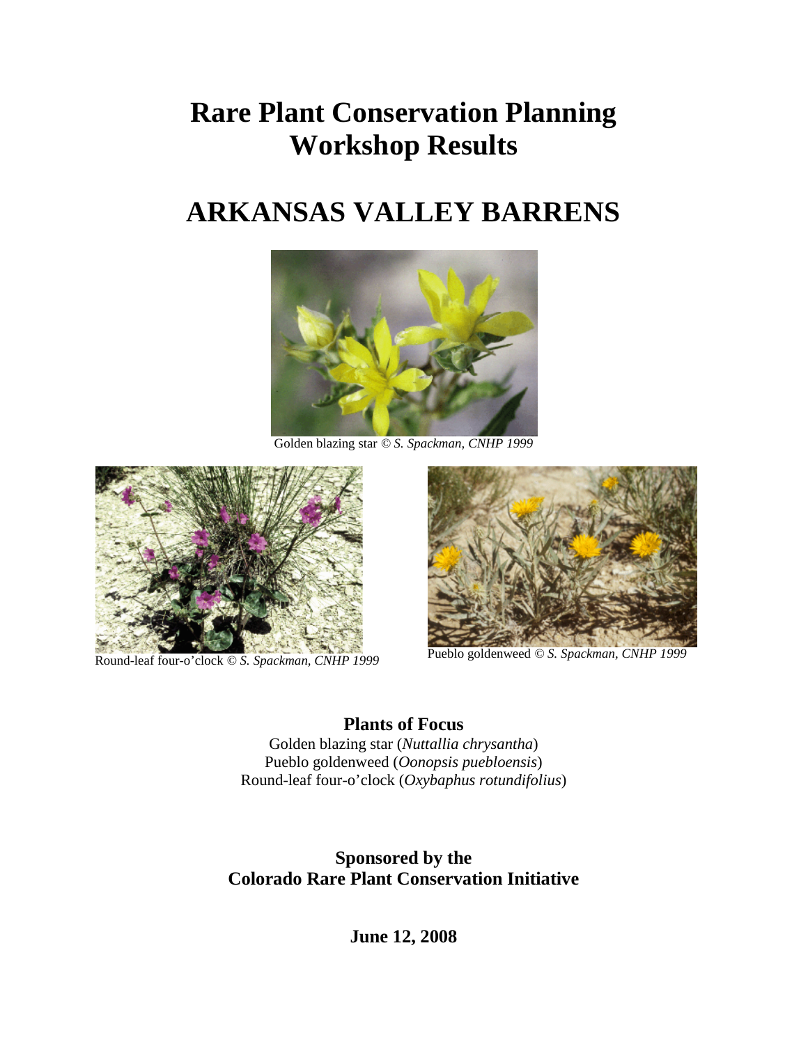# Rare Plant Conservation Planning Workshop Results

# ARKANSAS VALLEY BARRENS

Golden blazing star © *S. Spackman, CNHP 1999*

Round-leaf four-o'clock © *S. Spackman, CNHP 1999*

Pueblo goldenweed © *S. Spackman, CNHP 1999*

**Plants of Focus**

Golden blazing star (*Nuttallia chrysantha*)
Pueblo goldenweed (*Oonopsis puebloensis*)
Round-leaf four-o'clock (*Oxybaphus rotundifolius*)

**Sponsored by the**
**Colorado Rare Plant Conservation Initiative**

**June 12, 2008**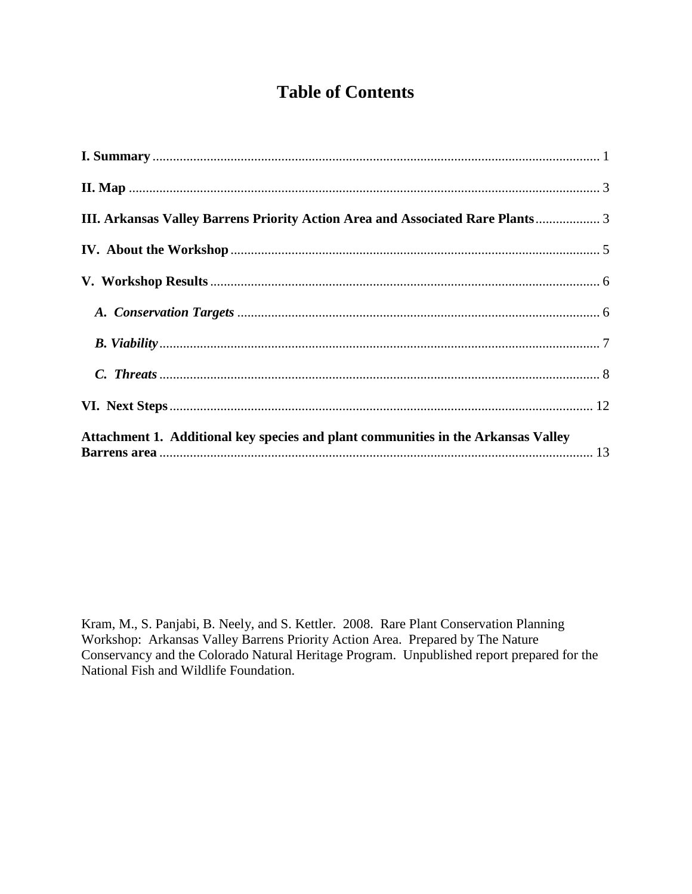# Table of Contents

**I. Summary** .................................................................................................................. 1

**II. Map** ......................................................................................................................... 3

**III. Arkansas Valley Barrens Priority Action Area and Associated Rare Plants** .................. 3

**IV. About the Workshop** ........................................................................................... 5

**V. Workshop Results** ................................................................................................. 6

- ***A. Conservation Targets*** ......................................................................................... 6
- ***B. Viability*** ................................................................................................................ 7
- ***C. Threats*** ................................................................................................................ 8

**VI. Next Steps** ........................................................................................................... 12

**Attachment 1. Additional key species and plant communities in the Arkansas Valley Barrens area** .............................................................................................................. 13

Kram, M., S. Panjabi, B. Neely, and S. Kettler. 2008. Rare Plant Conservation Planning Workshop: Arkansas Valley Barrens Priority Action Area. Prepared by The Nature Conservancy and the Colorado Natural Heritage Program. Unpublished report prepared for the National Fish and Wildlife Foundation.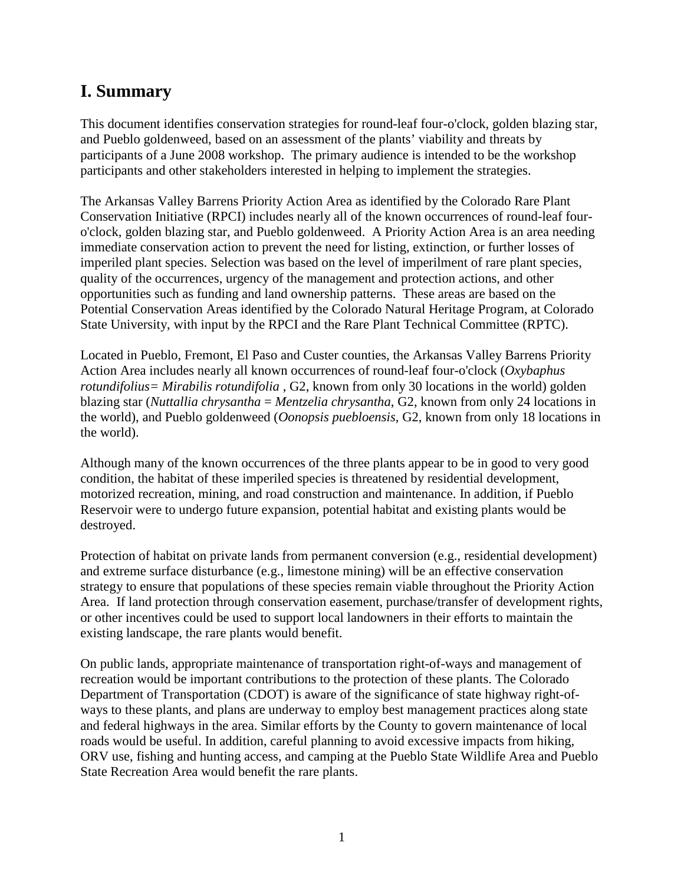## I. Summary

This document identifies conservation strategies for round-leaf four-o'clock, golden blazing star, and Pueblo goldenweed, based on an assessment of the plants' viability and threats by participants of a June 2008 workshop. The primary audience is intended to be the workshop participants and other stakeholders interested in helping to implement the strategies.

The Arkansas Valley Barrens Priority Action Area as identified by the Colorado Rare Plant Conservation Initiative (RPCI) includes nearly all of the known occurrences of round-leaf four-o'clock, golden blazing star, and Pueblo goldenweed. A Priority Action Area is an area needing immediate conservation action to prevent the need for listing, extinction, or further losses of imperiled plant species. Selection was based on the level of imperilment of rare plant species, quality of the occurrences, urgency of the management and protection actions, and other opportunities such as funding and land ownership patterns. These areas are based on the Potential Conservation Areas identified by the Colorado Natural Heritage Program, at Colorado State University, with input by the RPCI and the Rare Plant Technical Committee (RPTC).

Located in Pueblo, Fremont, El Paso and Custer counties, the Arkansas Valley Barrens Priority Action Area includes nearly all known occurrences of round-leaf four-o'clock (*Oxybaphus rotundifolius= Mirabilis rotundifolia* , G2, known from only 30 locations in the world) golden blazing star (*Nuttallia chrysantha* = *Mentzelia chrysantha*, G2, known from only 24 locations in the world), and Pueblo goldenweed (*Oonopsis puebloensis*, G2, known from only 18 locations in the world).

Although many of the known occurrences of the three plants appear to be in good to very good condition, the habitat of these imperiled species is threatened by residential development, motorized recreation, mining, and road construction and maintenance. In addition, if Pueblo Reservoir were to undergo future expansion, potential habitat and existing plants would be destroyed.

Protection of habitat on private lands from permanent conversion (e.g., residential development) and extreme surface disturbance (e.g., limestone mining) will be an effective conservation strategy to ensure that populations of these species remain viable throughout the Priority Action Area. If land protection through conservation easement, purchase/transfer of development rights, or other incentives could be used to support local landowners in their efforts to maintain the existing landscape, the rare plants would benefit.

On public lands, appropriate maintenance of transportation right-of-ways and management of recreation would be important contributions to the protection of these plants. The Colorado Department of Transportation (CDOT) is aware of the significance of state highway right-of-ways to these plants, and plans are underway to employ best management practices along state and federal highways in the area. Similar efforts by the County to govern maintenance of local roads would be useful. In addition, careful planning to avoid excessive impacts from hiking, ORV use, fishing and hunting access, and camping at the Pueblo State Wildlife Area and Pueblo State Recreation Area would benefit the rare plants.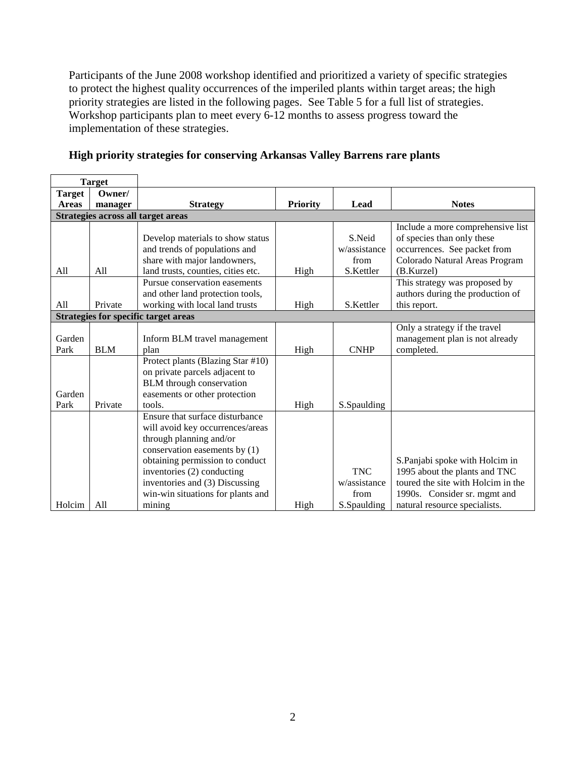Participants of the June 2008 workshop identified and prioritized a variety of specific strategies to protect the highest quality occurrences of the imperiled plants within target areas; the high priority strategies are listed in the following pages. See Table 5 for a full list of strategies. Workshop participants plan to meet every 6-12 months to assess progress toward the implementation of these strategies.

### High priority strategies for conserving Arkansas Valley Barrens rare plants

| Target | | | | | |
|---|---|---|---|---|---|
| **Target Areas** | **Owner/ manager** | **Strategy** | **Priority** | **Lead** | **Notes** |
| **Strategies across all target areas** | | | | | |
| All | All | Develop materials to show status and trends of populations and share with major landowners, land trusts, counties, cities etc. | High | S.Neid w/assistance from S.Kettler | Include a more comprehensive list of species than only these occurrences. See packet from Colorado Natural Areas Program (B.Kurzel) |
| All | Private | Pursue conservation easements and other land protection tools, working with local land trusts | High | S.Kettler | This strategy was proposed by authors during the production of this report. |
| **Strategies for specific target areas** | | | | | |
| Garden Park | BLM | Inform BLM travel management plan | High | CNHP | Only a strategy if the travel management plan is not already completed. |
| Garden Park | Private | Protect plants (Blazing Star #10) on private parcels adjacent to BLM through conservation easements or other protection tools. | High | S.Spaulding | |
| Holcim | All | Ensure that surface disturbance will avoid key occurrences/areas through planning and/or conservation easements by (1) obtaining permission to conduct inventories (2) conducting inventories and (3) Discussing win-win situations for plants and mining | High | TNC w/assistance from S.Spaulding | S.Panjabi spoke with Holcim in 1995 about the plants and TNC toured the site with Holcim in the 1990s. Consider sr. mgmt and natural resource specialists. |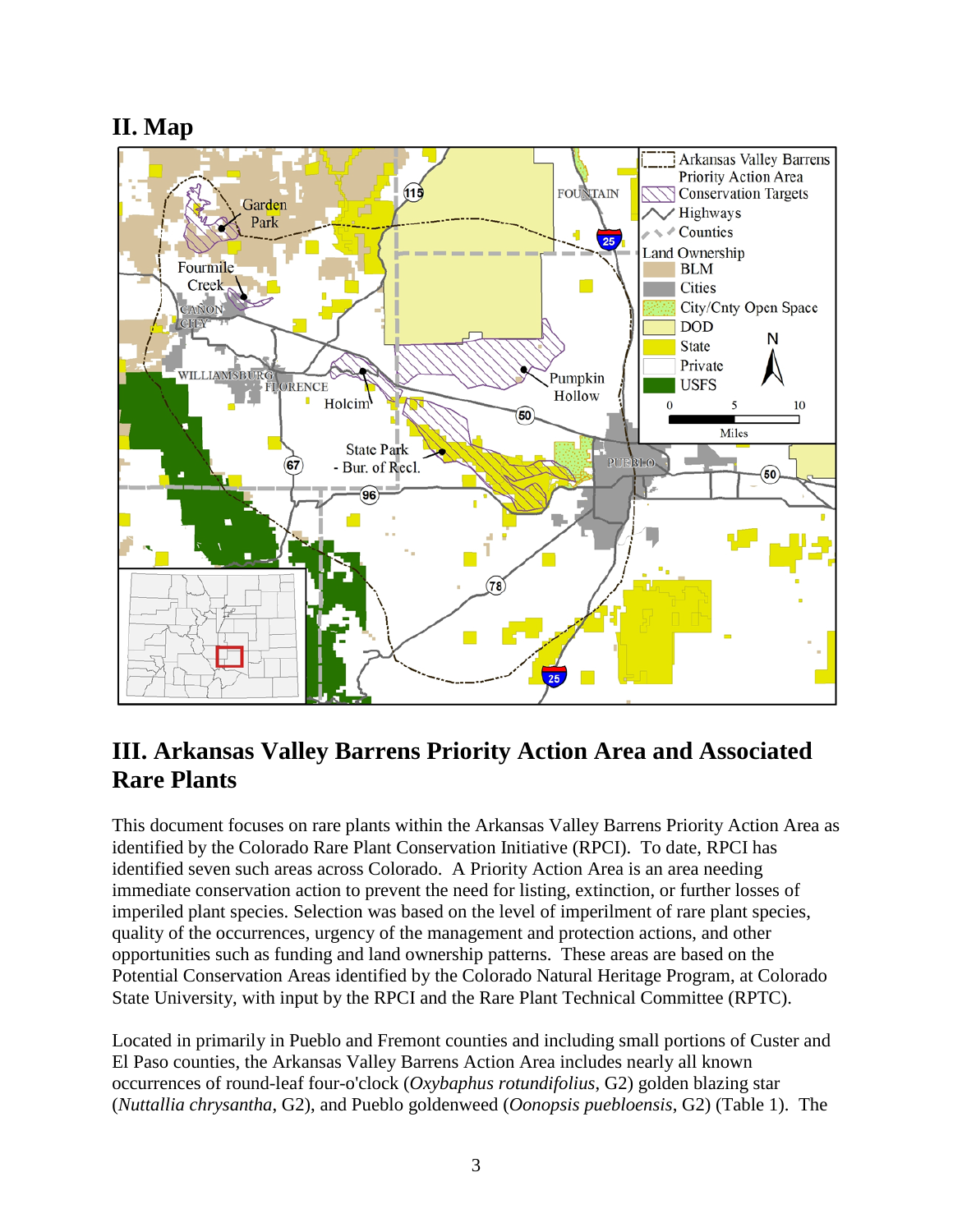## II. Map

## III. Arkansas Valley Barrens Priority Action Area and Associated Rare Plants

This document focuses on rare plants within the Arkansas Valley Barrens Priority Action Area as identified by the Colorado Rare Plant Conservation Initiative (RPCI). To date, RPCI has identified seven such areas across Colorado. A Priority Action Area is an area needing immediate conservation action to prevent the need for listing, extinction, or further losses of imperiled plant species. Selection was based on the level of imperilment of rare plant species, quality of the occurrences, urgency of the management and protection actions, and other opportunities such as funding and land ownership patterns. These areas are based on the Potential Conservation Areas identified by the Colorado Natural Heritage Program, at Colorado State University, with input by the RPCI and the Rare Plant Technical Committee (RPTC).

Located in primarily in Pueblo and Fremont counties and including small portions of Custer and El Paso counties, the Arkansas Valley Barrens Action Area includes nearly all known occurrences of round-leaf four-o'clock (*Oxybaphus rotundifolius*, G2) golden blazing star (*Nuttallia chrysantha*, G2), and Pueblo goldenweed (*Oonopsis puebloensis*, G2) (Table 1). The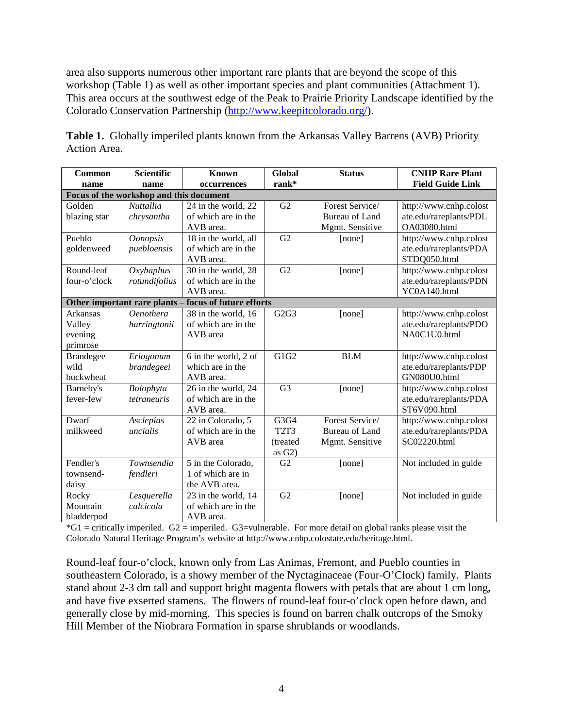area also supports numerous other important rare plants that are beyond the scope of this workshop (Table 1) as well as other important species and plant communities (Attachment 1). This area occurs at the southwest edge of the Peak to Prairie Priority Landscape identified by the Colorado Conservation Partnership (http://www.keepitcolorado.org/).

**Table 1.** Globally imperiled plants known from the Arkansas Valley Barrens (AVB) Priority Action Area.

| Common name | Scientific name | Known occurrences | Global rank* | Status | CNHP Rare Plant Field Guide Link |
|---|---|---|---|---|---|
| **Focus of the workshop and this document** | | | | | |
| Golden blazing star | *Nuttallia chrysantha* | 24 in the world, 22 of which are in the AVB area. | G2 | Forest Service/ Bureau of Land Mgmt. Sensitive | http://www.cnhp.colostate.edu/rareplants/PDLOA03080.html |
| Pueblo goldenweed | *Oonopsis puebloensis* | 18 in the world, all of which are in the AVB area. | G2 | [none] | http://www.cnhp.colostate.edu/rareplants/PDASTDQ050.html |
| Round-leaf four-o'clock | *Oxybaphus rotundifolius* | 30 in the world, 28 of which are in the AVB area. | G2 | [none] | http://www.cnhp.colostate.edu/rareplants/PDNYC0A140.html |
| **Other important rare plants – focus of future efforts** | | | | | |
| Arkansas Valley evening primrose | *Oenothera harringtonii* | 38 in the world, 16 of which are in the AVB area | G2G3 | [none] | http://www.cnhp.colostate.edu/rareplants/PDONA0C1U0.html |
| Brandegee wild buckwheat | *Eriogonum brandegeei* | 6 in the world, 2 of which are in the AVB area. | G1G2 | BLM | http://www.cnhp.colostate.edu/rareplants/PDPGN080U0.html |
| Barneby's fever-few | *Bolophyta tetraneuris* | 26 in the world, 24 of which are in the AVB area. | G3 | [none] | http://www.cnhp.colostate.edu/rareplants/PDAST6V090.html |
| Dwarf milkweed | *Asclepias uncialis* | 22 in Colorado, 5 of which are in the AVB area | G3G4 T2T3 (treated as G2) | Forest Service/ Bureau of Land Mgmt. Sensitive | http://www.cnhp.colostate.edu/rareplants/PDASC02220.html |
| Fendler's townsend-daisy | *Townsendia fendleri* | 5 in the Colorado, 1 of which are in the AVB area. | G2 | [none] | Not included in guide |
| Rocky Mountain bladderpod | *Lesquerella calcicola* | 23 in the world, 14 of which are in the AVB area. | G2 | [none] | Not included in guide |

*G1 = critically imperiled. G2 = imperiled. G3=vulnerable. For more detail on global ranks please visit the Colorado Natural Heritage Program's website at http://www.cnhp.colostate.edu/heritage.html.

Round-leaf four-o'clock, known only from Las Animas, Fremont, and Pueblo counties in southeastern Colorado, is a showy member of the Nyctaginaceae (Four-O'Clock) family. Plants stand about 2-3 dm tall and support bright magenta flowers with petals that are about 1 cm long, and have five exserted stamens. The flowers of round-leaf four-o'clock open before dawn, and generally close by mid-morning. This species is found on barren chalk outcrops of the Smoky Hill Member of the Niobrara Formation in sparse shrublands or woodlands.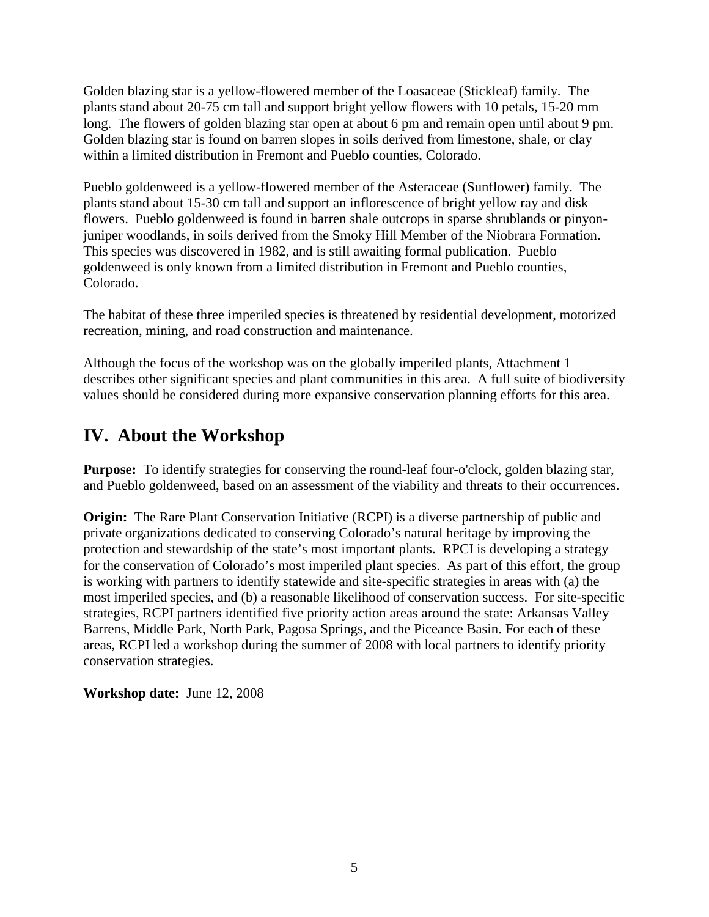Golden blazing star is a yellow-flowered member of the Loasaceae (Stickleaf) family. The plants stand about 20-75 cm tall and support bright yellow flowers with 10 petals, 15-20 mm long. The flowers of golden blazing star open at about 6 pm and remain open until about 9 pm. Golden blazing star is found on barren slopes in soils derived from limestone, shale, or clay within a limited distribution in Fremont and Pueblo counties, Colorado.

Pueblo goldenweed is a yellow-flowered member of the Asteraceae (Sunflower) family. The plants stand about 15-30 cm tall and support an inflorescence of bright yellow ray and disk flowers. Pueblo goldenweed is found in barren shale outcrops in sparse shrublands or pinyon-juniper woodlands, in soils derived from the Smoky Hill Member of the Niobrara Formation. This species was discovered in 1982, and is still awaiting formal publication. Pueblo goldenweed is only known from a limited distribution in Fremont and Pueblo counties, Colorado.

The habitat of these three imperiled species is threatened by residential development, motorized recreation, mining, and road construction and maintenance.

Although the focus of the workshop was on the globally imperiled plants, Attachment 1 describes other significant species and plant communities in this area. A full suite of biodiversity values should be considered during more expansive conservation planning efforts for this area.

## IV. About the Workshop

**Purpose:** To identify strategies for conserving the round-leaf four-o'clock, golden blazing star, and Pueblo goldenweed, based on an assessment of the viability and threats to their occurrences.

**Origin:** The Rare Plant Conservation Initiative (RCPI) is a diverse partnership of public and private organizations dedicated to conserving Colorado's natural heritage by improving the protection and stewardship of the state's most important plants. RPCI is developing a strategy for the conservation of Colorado's most imperiled plant species. As part of this effort, the group is working with partners to identify statewide and site-specific strategies in areas with (a) the most imperiled species, and (b) a reasonable likelihood of conservation success. For site-specific strategies, RCPI partners identified five priority action areas around the state: Arkansas Valley Barrens, Middle Park, North Park, Pagosa Springs, and the Piceance Basin. For each of these areas, RCPI led a workshop during the summer of 2008 with local partners to identify priority conservation strategies.

**Workshop date:** June 12, 2008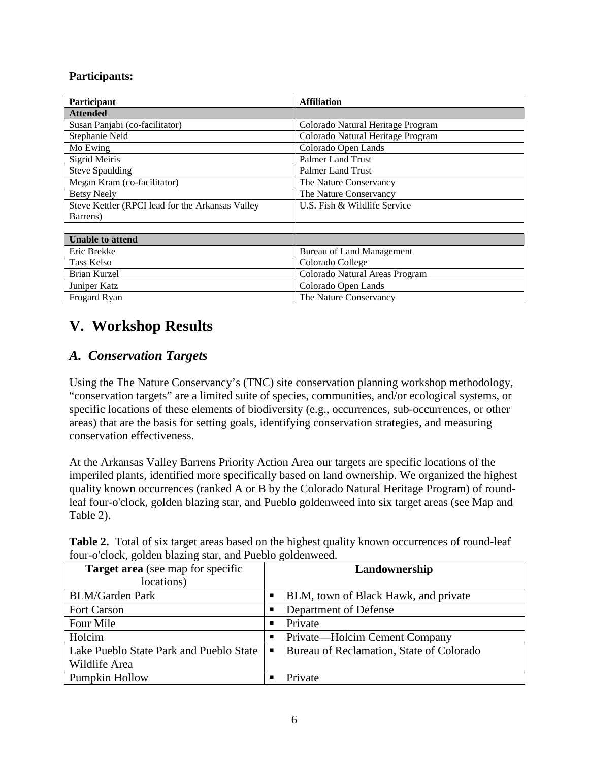**Participants:**

| Participant | Affiliation |
|---|---|
| **Attended** | |
| Susan Panjabi (co-facilitator) | Colorado Natural Heritage Program |
| Stephanie Neid | Colorado Natural Heritage Program |
| Mo Ewing | Colorado Open Lands |
| Sigrid Meiris | Palmer Land Trust |
| Steve Spaulding | Palmer Land Trust |
| Megan Kram (co-facilitator) | The Nature Conservancy |
| Betsy Neely | The Nature Conservancy |
| Steve Kettler (RPCI lead for the Arkansas Valley Barrens) | U.S. Fish & Wildlife Service |
| | |
| **Unable to attend** | |
| Eric Brekke | Bureau of Land Management |
| Tass Kelso | Colorado College |
| Brian Kurzel | Colorado Natural Areas Program |
| Juniper Katz | Colorado Open Lands |
| Frogard Ryan | The Nature Conservancy |

# V. Workshop Results

## *A. Conservation Targets*

Using the The Nature Conservancy's (TNC) site conservation planning workshop methodology, "conservation targets" are a limited suite of species, communities, and/or ecological systems, or specific locations of these elements of biodiversity (e.g., occurrences, sub-occurrences, or other areas) that are the basis for setting goals, identifying conservation strategies, and measuring conservation effectiveness.

At the Arkansas Valley Barrens Priority Action Area our targets are specific locations of the imperiled plants, identified more specifically based on land ownership. We organized the highest quality known occurrences (ranked A or B by the Colorado Natural Heritage Program) of round-leaf four-o'clock, golden blazing star, and Pueblo goldenweed into six target areas (see Map and Table 2).

**Table 2.** Total of six target areas based on the highest quality known occurrences of round-leaf four-o'clock, golden blazing star, and Pueblo goldenweed.

| **Target area** (see map for specific locations) | **Landownership** |
|---|---|
| BLM/Garden Park | ▪ BLM, town of Black Hawk, and private |
| Fort Carson | ▪ Department of Defense |
| Four Mile | ▪ Private |
| Holcim | ▪ Private—Holcim Cement Company |
| Lake Pueblo State Park and Pueblo State Wildlife Area | ▪ Bureau of Reclamation, State of Colorado |
| Pumpkin Hollow | ▪ Private |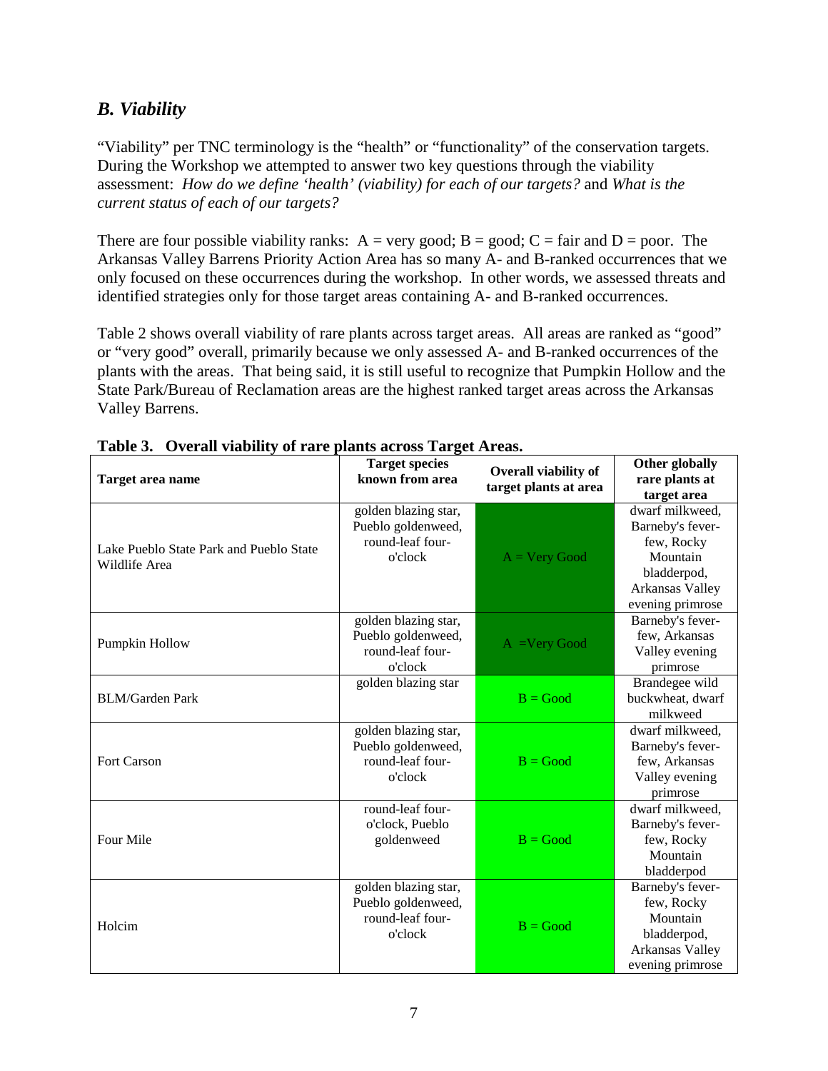## *B. Viability*

"Viability" per TNC terminology is the "health" or "functionality" of the conservation targets. During the Workshop we attempted to answer two key questions through the viability assessment: *How do we define 'health' (viability) for each of our targets?* and *What is the current status of each of our targets?*

There are four possible viability ranks: A = very good; B = good; C = fair and D = poor. The Arkansas Valley Barrens Priority Action Area has so many A- and B-ranked occurrences that we only focused on these occurrences during the workshop. In other words, we assessed threats and identified strategies only for those target areas containing A- and B-ranked occurrences.

Table 2 shows overall viability of rare plants across target areas. All areas are ranked as "good" or "very good" overall, primarily because we only assessed A- and B-ranked occurrences of the plants with the areas. That being said, it is still useful to recognize that Pumpkin Hollow and the State Park/Bureau of Reclamation areas are the highest ranked target areas across the Arkansas Valley Barrens.

**Table 3. Overall viability of rare plants across Target Areas.**

| Target area name | Target species known from area | Overall viability of target plants at area | Other globally rare plants at target area |
|---|---|---|---|
| Lake Pueblo State Park and Pueblo State Wildlife Area | golden blazing star, Pueblo goldenweed, round-leaf four-o'clock | A = Very Good | dwarf milkweed, Barneby's fever-few, Rocky Mountain bladderpod, Arkansas Valley evening primrose |
| Pumpkin Hollow | golden blazing star, Pueblo goldenweed, round-leaf four-o'clock | A =Very Good | Barneby's fever-few, Arkansas Valley evening primrose |
| BLM/Garden Park | golden blazing star | B = Good | Brandegee wild buckwheat, dwarf milkweed |
| Fort Carson | golden blazing star, Pueblo goldenweed, round-leaf four-o'clock | B = Good | dwarf milkweed, Barneby's fever-few, Arkansas Valley evening primrose |
| Four Mile | round-leaf four-o'clock, Pueblo goldenweed | B = Good | dwarf milkweed, Barneby's fever-few, Rocky Mountain bladderpod |
| Holcim | golden blazing star, Pueblo goldenweed, round-leaf four-o'clock | B = Good | Barneby's fever-few, Rocky Mountain bladderpod, Arkansas Valley evening primrose |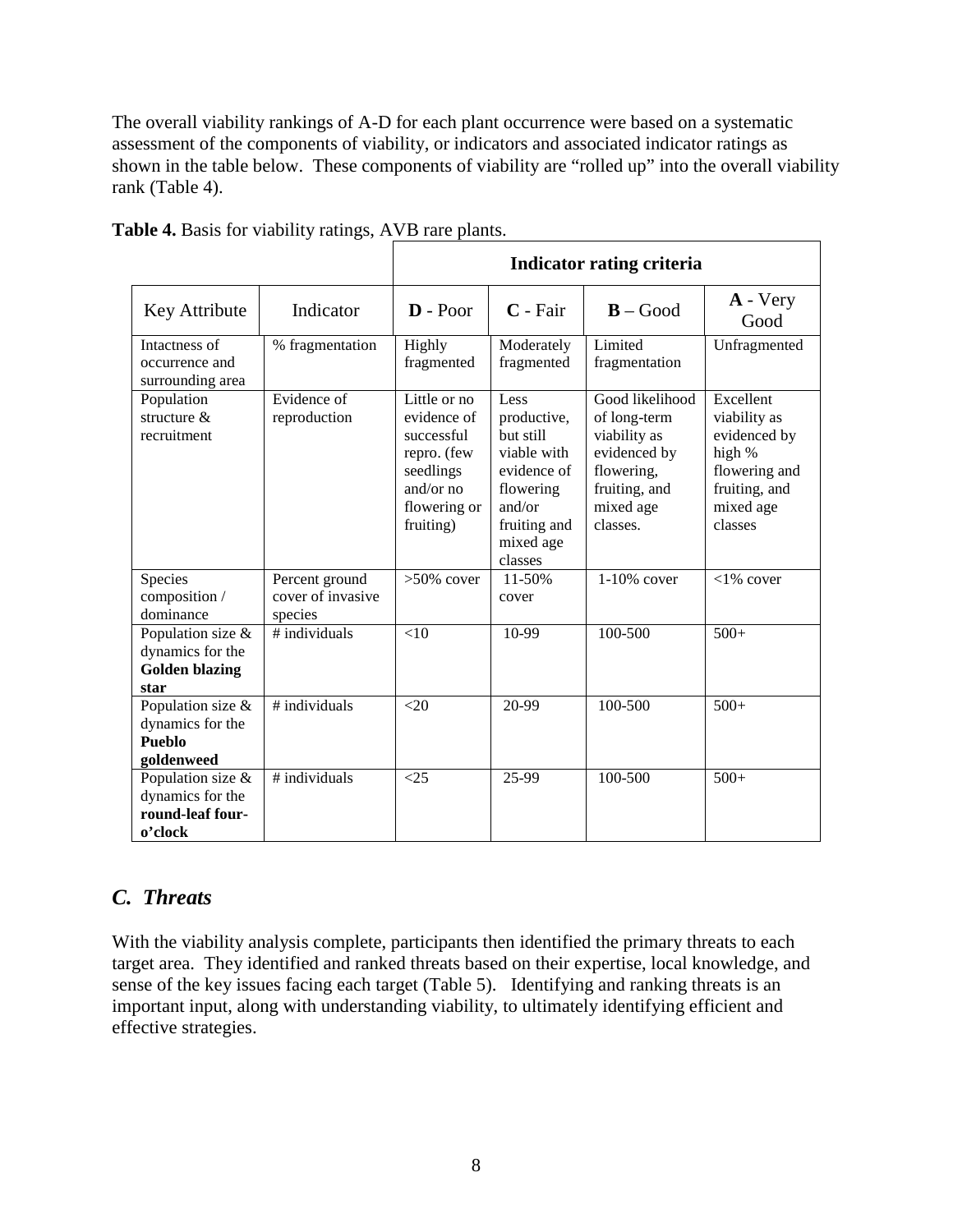The overall viability rankings of A-D for each plant occurrence were based on a systematic assessment of the components of viability, or indicators and associated indicator ratings as shown in the table below. These components of viability are "rolled up" into the overall viability rank (Table 4).

**Table 4.** Basis for viability ratings, AVB rare plants.

| | | Indicator rating criteria | | | |
|---|---|---|---|---|---|
| Key Attribute | Indicator | **D** - Poor | **C** - Fair | **B** – Good | **A** - Very Good |
| Intactness of occurrence and surrounding area | % fragmentation | Highly fragmented | Moderately fragmented | Limited fragmentation | Unfragmented |
| Population structure & recruitment | Evidence of reproduction | Little or no evidence of successful repro. (few seedlings and/or no flowering or fruiting) | Less productive, but still viable with evidence of flowering and/or fruiting and mixed age classes | Good likelihood of long-term viability as evidenced by flowering, fruiting, and mixed age classes. | Excellent viability as evidenced by high % flowering and fruiting, and mixed age classes |
| Species composition / dominance | Percent ground cover of invasive species | >50% cover | 11-50% cover | 1-10% cover | <1% cover |
| Population size & dynamics for the **Golden blazing star** | # individuals | <10 | 10-99 | 100-500 | 500+ |
| Population size & dynamics for the **Pueblo goldenweed** | # individuals | <20 | 20-99 | 100-500 | 500+ |
| Population size & dynamics for the **round-leaf four-o'clock** | # individuals | <25 | 25-99 | 100-500 | 500+ |

## *C. Threats*

With the viability analysis complete, participants then identified the primary threats to each target area. They identified and ranked threats based on their expertise, local knowledge, and sense of the key issues facing each target (Table 5). Identifying and ranking threats is an important input, along with understanding viability, to ultimately identifying efficient and effective strategies.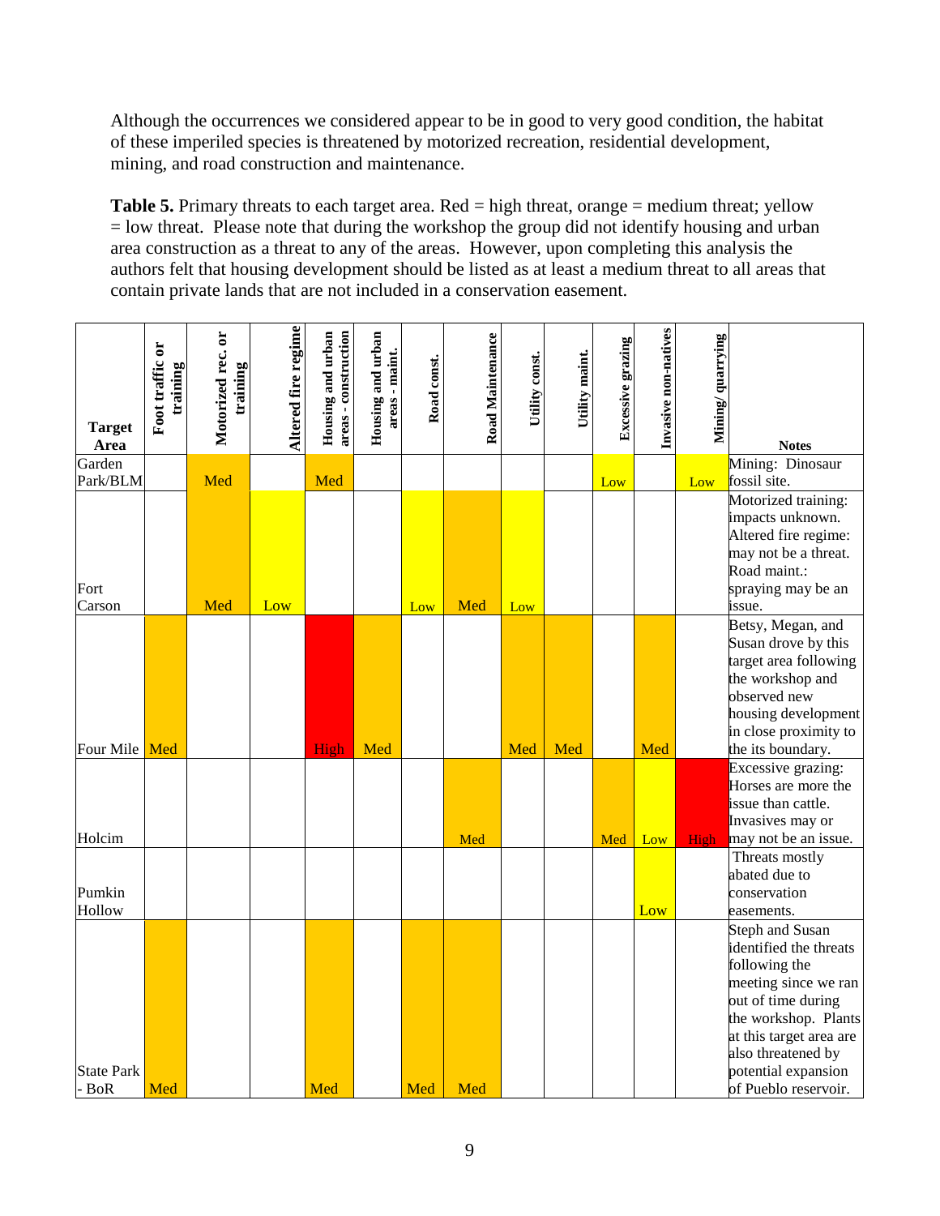Although the occurrences we considered appear to be in good to very good condition, the habitat of these imperiled species is threatened by motorized recreation, residential development, mining, and road construction and maintenance.

**Table 5.** Primary threats to each target area. Red = high threat, orange = medium threat; yellow = low threat. Please note that during the workshop the group did not identify housing and urban area construction as a threat to any of the areas. However, upon completing this analysis the authors felt that housing development should be listed as at least a medium threat to all areas that contain private lands that are not included in a conservation easement.

| Target Area | Foot traffic or training | Motorized rec. or training | Altered fire regime | Housing and urban areas - construction | Housing and urban areas - maint. | Road const. | Road Maintenance | Utility const. | Utility maint. | Excessive grazing | Invasive non-natives | Mining/ quarrying | Notes |
|---|---|---|---|---|---|---|---|---|---|---|---|---|---|
| Garden Park/BLM | | Med | | Med | | | | | | Low | | Low | Mining: Dinosaur fossil site. |
| Fort Carson | | Med | Low | | | Low | Med | Low | | | | | Motorized training: impacts unknown. Altered fire regime: may not be a threat. Road maint.: spraying may be an issue. |
| Four Mile | Med | | | High | Med | | | Med | Med | | Med | | Betsy, Megan, and Susan drove by this target area following the workshop and observed new housing development in close proximity to the its boundary. |
| Holcim | | | | | | | Med | | | Med | Low | High | Excessive grazing: Horses are more the issue than cattle. Invasives may or may not be an issue. |
| Pumkin Hollow | | | | | | | | | | | Low | | Threats mostly abated due to conservation easements. |
| State Park - BoR | Med | | | Med | | Med | Med | | | | | | Steph and Susan identified the threats following the meeting since we ran out of time during the workshop. Plants at this target area are also threatened by potential expansion of Pueblo reservoir. |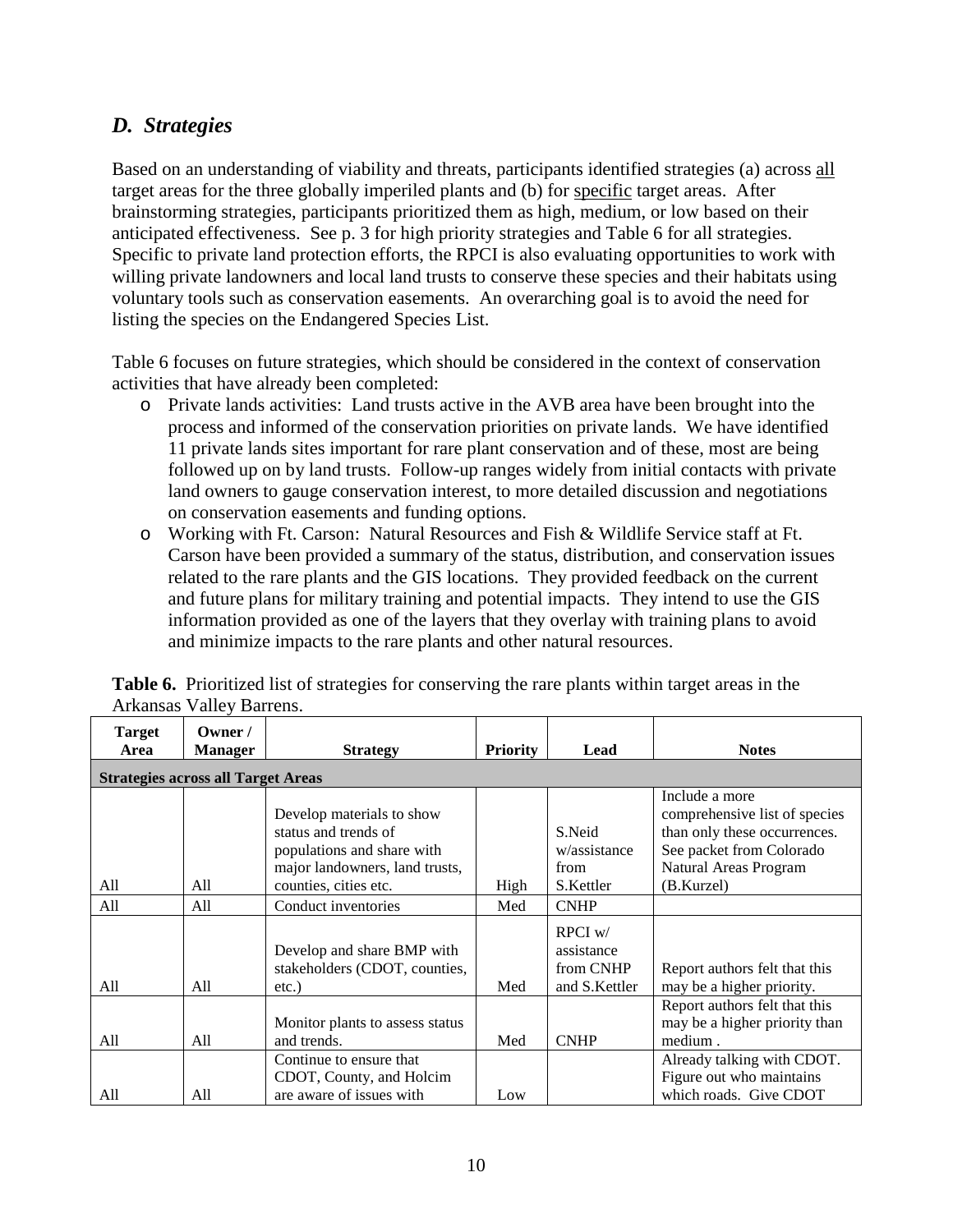## *D. Strategies*

Based on an understanding of viability and threats, participants identified strategies (a) across all target areas for the three globally imperiled plants and (b) for specific target areas. After brainstorming strategies, participants prioritized them as high, medium, or low based on their anticipated effectiveness. See p. 3 for high priority strategies and Table 6 for all strategies. Specific to private land protection efforts, the RPCI is also evaluating opportunities to work with willing private landowners and local land trusts to conserve these species and their habitats using voluntary tools such as conservation easements. An overarching goal is to avoid the need for listing the species on the Endangered Species List.

Table 6 focuses on future strategies, which should be considered in the context of conservation activities that have already been completed:

- Private lands activities: Land trusts active in the AVB area have been brought into the process and informed of the conservation priorities on private lands. We have identified 11 private lands sites important for rare plant conservation and of these, most are being followed up on by land trusts. Follow-up ranges widely from initial contacts with private land owners to gauge conservation interest, to more detailed discussion and negotiations on conservation easements and funding options.
- Working with Ft. Carson: Natural Resources and Fish & Wildlife Service staff at Ft. Carson have been provided a summary of the status, distribution, and conservation issues related to the rare plants and the GIS locations. They provided feedback on the current and future plans for military training and potential impacts. They intend to use the GIS information provided as one of the layers that they overlay with training plans to avoid and minimize impacts to the rare plants and other natural resources.

**Table 6.** Prioritized list of strategies for conserving the rare plants within target areas in the Arkansas Valley Barrens.

| Target Area | Owner / Manager | Strategy | Priority | Lead | Notes |
|---|---|---|---|---|---|
| **Strategies across all Target Areas** | | | | | |
| All | All | Develop materials to show status and trends of populations and share with major landowners, land trusts, counties, cities etc. | High | S.Neid w/assistance from S.Kettler | Include a more comprehensive list of species than only these occurrences. See packet from Colorado Natural Areas Program (B.Kurzel) |
| All | All | Conduct inventories | Med | CNHP | |
| All | All | Develop and share BMP with stakeholders (CDOT, counties, etc.) | Med | RPCI w/ assistance from CNHP and S.Kettler | Report authors felt that this may be a higher priority. |
| All | All | Monitor plants to assess status and trends. | Med | CNHP | Report authors felt that this may be a higher priority than medium . |
| All | All | Continue to ensure that CDOT, County, and Holcim are aware of issues with | Low | | Already talking with CDOT. Figure out who maintains which roads. Give CDOT |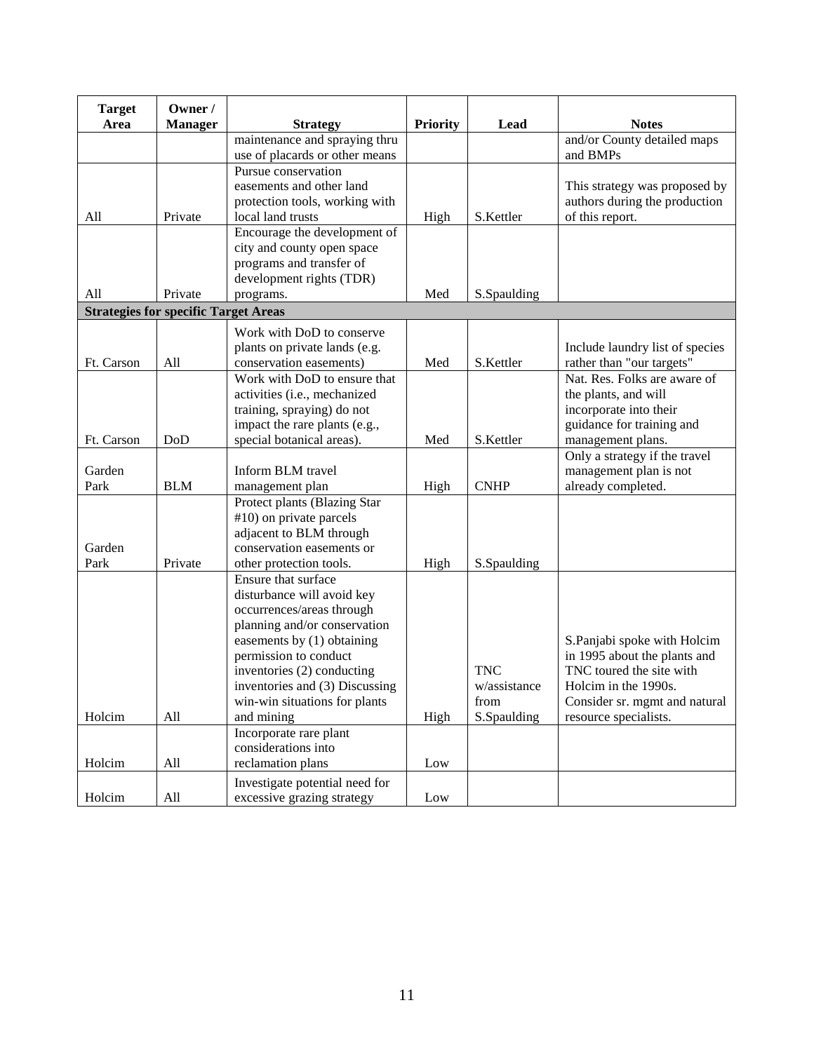| Target Area | Owner / Manager | Strategy | Priority | Lead | Notes |
|---|---|---|---|---|---|
| | | maintenance and spraying thru use of placards or other means | | | and/or County detailed maps and BMPs |
| All | Private | Pursue conservation easements and other land protection tools, working with local land trusts | High | S.Kettler | This strategy was proposed by authors during the production of this report. |
| All | Private | Encourage the development of city and county open space programs and transfer of development rights (TDR) programs. | Med | S.Spaulding | |
| **Strategies for specific Target Areas** | | | | | |
| Ft. Carson | All | Work with DoD to conserve plants on private lands (e.g. conservation easements) | Med | S.Kettler | Include laundry list of species rather than "our targets" |
| Ft. Carson | DoD | Work with DoD to ensure that activities (i.e., mechanized training, spraying) do not impact the rare plants (e.g., special botanical areas). | Med | S.Kettler | Nat. Res. Folks are aware of the plants, and will incorporate into their guidance for training and management plans. |
| Garden Park | BLM | Inform BLM travel management plan | High | CNHP | Only a strategy if the travel management plan is not already completed. |
| Garden Park | Private | Protect plants (Blazing Star #10) on private parcels adjacent to BLM through conservation easements or other protection tools. | High | S.Spaulding | |
| Holcim | All | Ensure that surface disturbance will avoid key occurrences/areas through planning and/or conservation easements by (1) obtaining permission to conduct inventories (2) conducting inventories and (3) Discussing win-win situations for plants and mining | High | TNC w/assistance from S.Spaulding | S.Panjabi spoke with Holcim in 1995 about the plants and TNC toured the site with Holcim in the 1990s. Consider sr. mgmt and natural resource specialists. |
| Holcim | All | Incorporate rare plant considerations into reclamation plans | Low | | |
| Holcim | All | Investigate potential need for excessive grazing strategy | Low | | |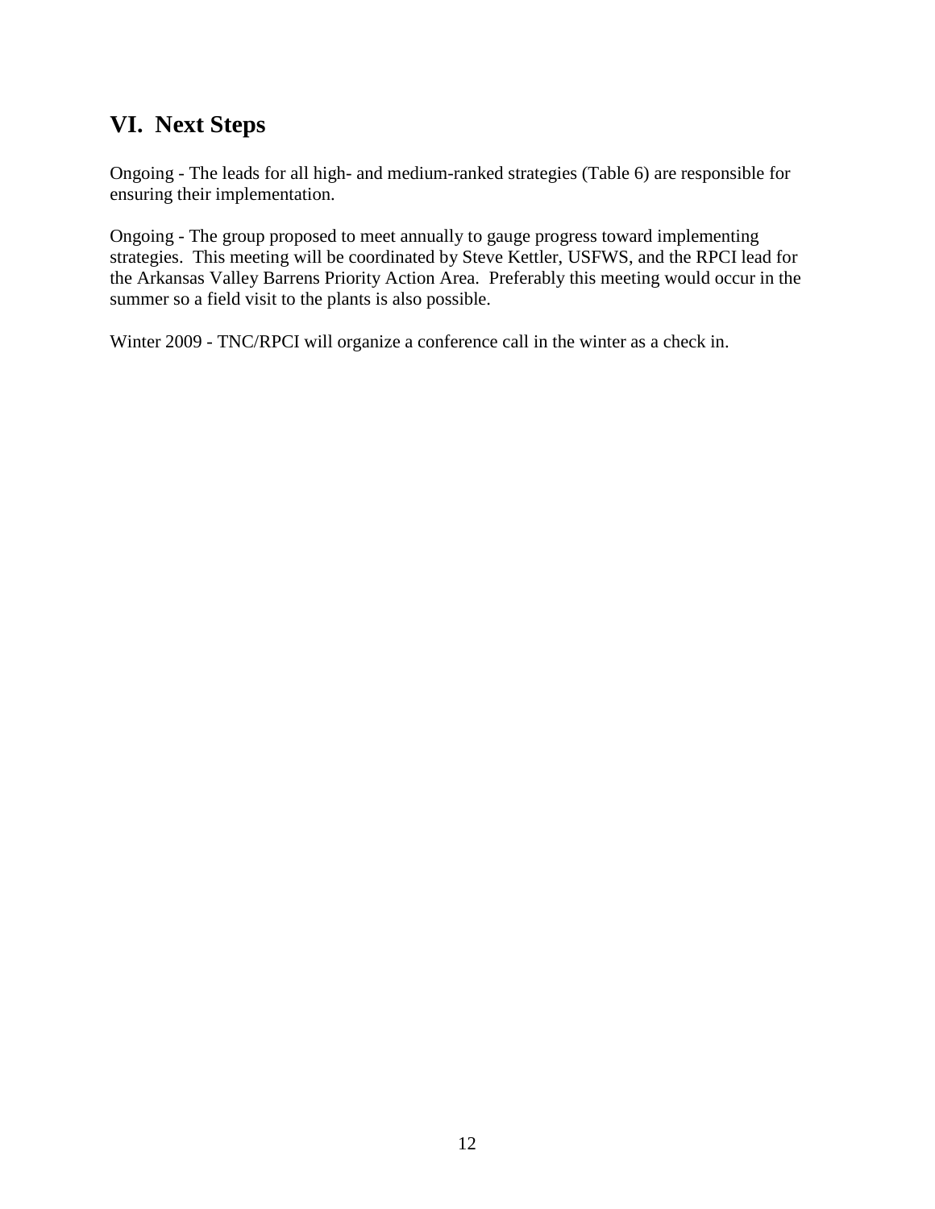## VI. Next Steps

Ongoing - The leads for all high- and medium-ranked strategies (Table 6) are responsible for ensuring their implementation.

Ongoing - The group proposed to meet annually to gauge progress toward implementing strategies. This meeting will be coordinated by Steve Kettler, USFWS, and the RPCI lead for the Arkansas Valley Barrens Priority Action Area. Preferably this meeting would occur in the summer so a field visit to the plants is also possible.

Winter 2009 - TNC/RPCI will organize a conference call in the winter as a check in.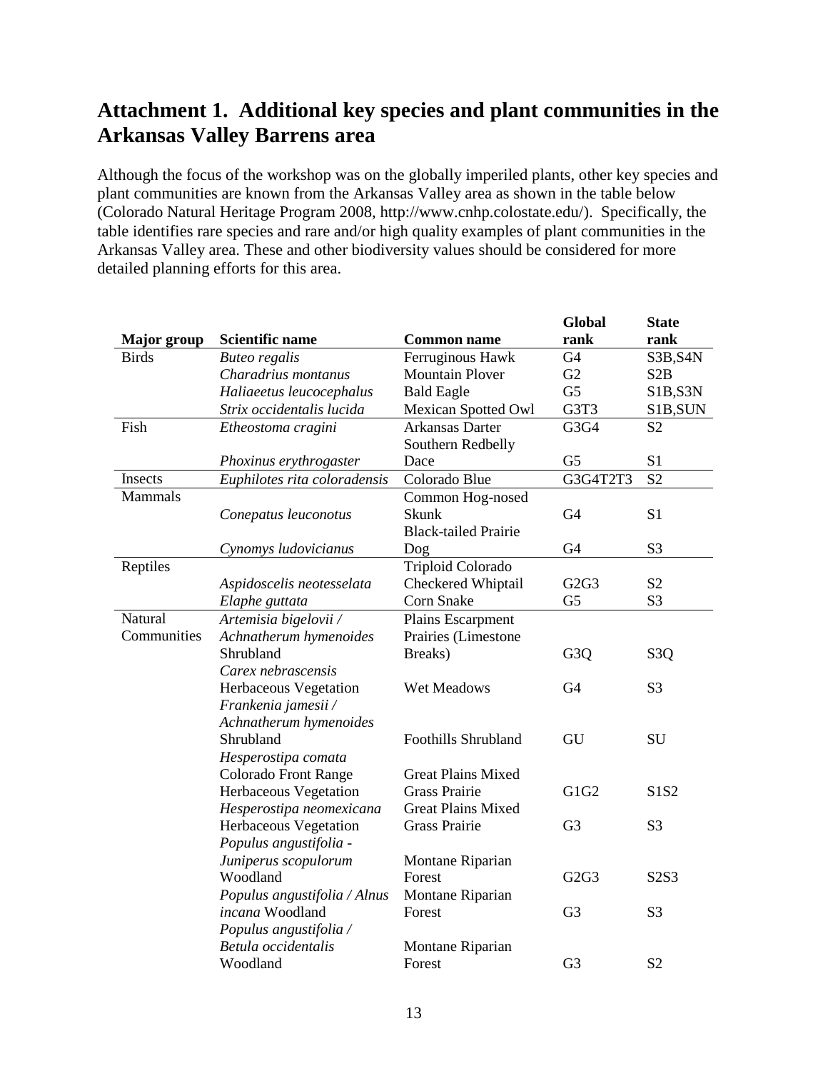# Attachment 1. Additional key species and plant communities in the Arkansas Valley Barrens area

Although the focus of the workshop was on the globally imperiled plants, other key species and plant communities are known from the Arkansas Valley area as shown in the table below (Colorado Natural Heritage Program 2008, http://www.cnhp.colostate.edu/). Specifically, the table identifies rare species and rare and/or high quality examples of plant communities in the Arkansas Valley area. These and other biodiversity values should be considered for more detailed planning efforts for this area.

| Major group | Scientific name | Common name | Global rank | State rank |
|---|---|---|---|---|
| Birds | *Buteo regalis* | Ferruginous Hawk | G4 | S3B,S4N |
| | *Charadrius montanus* | Mountain Plover | G2 | S2B |
| | *Haliaeetus leucocephalus* | Bald Eagle | G5 | S1B,S3N |
| | *Strix occidentalis lucida* | Mexican Spotted Owl | G3T3 | S1B,SUN |
| Fish | *Etheostoma cragini* | Arkansas Darter | G3G4 | S2 |
| | *Phoxinus erythrogaster* | Southern Redbelly Dace | G5 | S1 |
| Insects | *Euphilotes rita coloradensis* | Colorado Blue | G3G4T2T3 | S2 |
| Mammals | *Conepatus leuconotus* | Common Hog-nosed Skunk | G4 | S1 |
| | *Cynomys ludovicianus* | Black-tailed Prairie Dog | G4 | S3 |
| Reptiles | *Aspidoscelis neotesselata* | Triploid Colorado Checkered Whiptail | G2G3 | S2 |
| | *Elaphe guttata* | Corn Snake | G5 | S3 |
| Natural Communities | *Artemisia bigelovii / Achnatherum hymenoides* Shrubland | Plains Escarpment Prairies (Limestone Breaks) | G3Q | S3Q |
| | *Carex nebrascensis* Herbaceous Vegetation | Wet Meadows | G4 | S3 |
| | *Frankenia jamesii / Achnatherum hymenoides* Shrubland | Foothills Shrubland | GU | SU |
| | *Hesperostipa comata* Colorado Front Range Herbaceous Vegetation | Great Plains Mixed Grass Prairie | G1G2 | S1S2 |
| | *Hesperostipa neomexicana* Herbaceous Vegetation | Great Plains Mixed Grass Prairie | G3 | S3 |
| | *Populus angustifolia - Juniperus scopulorum* Woodland | Montane Riparian Forest | G2G3 | S2S3 |
| | *Populus angustifolia / Alnus incana* Woodland | Montane Riparian Forest | G3 | S3 |
| | *Populus angustifolia / Betula occidentalis* Woodland | Montane Riparian Forest | G3 | S2 |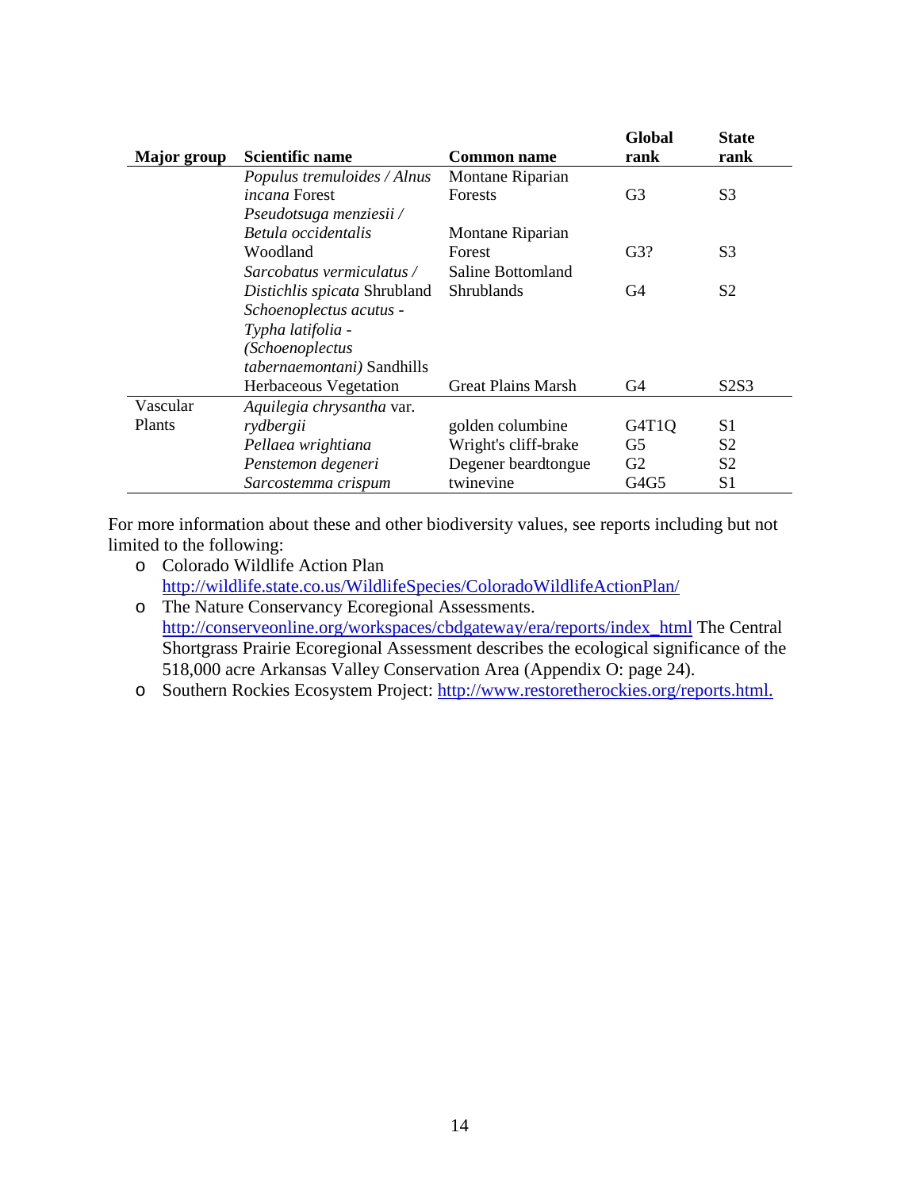| Major group | Scientific name | Common name | Global rank | State rank |
|---|---|---|---|---|
| | *Populus tremuloides / Alnus incana* Forest | Montane Riparian Forests | G3 | S3 |
| | *Pseudotsuga menziesii / Betula occidentalis* Woodland | Montane Riparian Forest | G3? | S3 |
| | *Sarcobatus vermiculatus / Distichlis spicata* Shrubland | Saline Bottomland Shrublands | G4 | S2 |
| | *Schoenoplectus acutus - Typha latifolia - (Schoenoplectus tabernaemontani)* Sandhills Herbaceous Vegetation | Great Plains Marsh | G4 | S2S3 |
| Vascular Plants | *Aquilegia chrysantha* var. *rydbergii* | golden columbine | G4T1Q | S1 |
| | *Pellaea wrightiana* | Wright's cliff-brake | G5 | S2 |
| | *Penstemon degeneri* | Degener beardtongue | G2 | S2 |
| | *Sarcostemma crispum* | twinevine | G4G5 | S1 |

For more information about these and other biodiversity values, see reports including but not limited to the following:

- Colorado Wildlife Action Plan http://wildlife.state.co.us/WildlifeSpecies/ColoradoWildlifeActionPlan/
- The Nature Conservancy Ecoregional Assessments. http://conserveonline.org/workspaces/cbdgateway/era/reports/index_html The Central Shortgrass Prairie Ecoregional Assessment describes the ecological significance of the 518,000 acre Arkansas Valley Conservation Area (Appendix O: page 24).
- Southern Rockies Ecosystem Project: http://www.restoretherockies.org/reports.html.